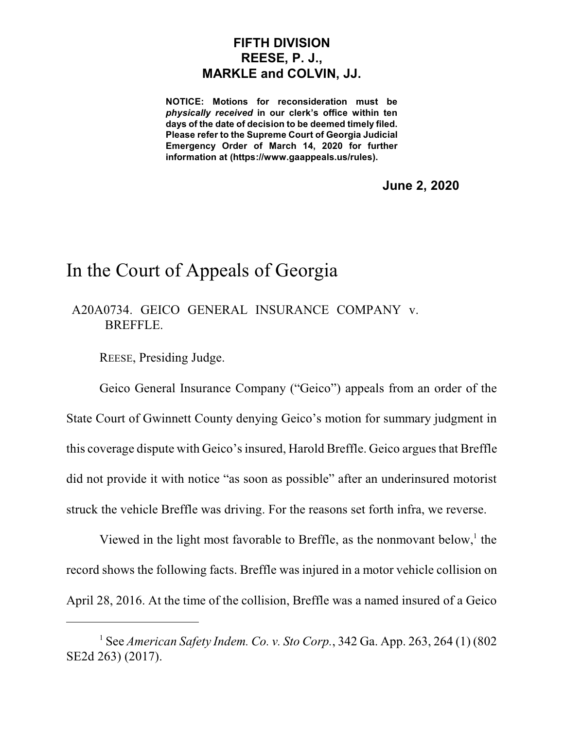**FIFTH DIVISION**
**REESE, P. J.,**
**MARKLE and COLVIN, JJ.**

**NOTICE: Motions for reconsideration must be *physically received* in our clerk's office within ten days of the date of decision to be deemed timely filed. Please refer to the Supreme Court of Georgia Judicial Emergency Order of March 14, 2020 for further information at (https://www.gaappeals.us/rules).**

**June 2, 2020**

# In the Court of Appeals of Georgia

A20A0734. GEICO GENERAL INSURANCE COMPANY v. BREFFLE.

REESE, Presiding Judge.

Geico General Insurance Company ("Geico") appeals from an order of the State Court of Gwinnett County denying Geico's motion for summary judgment in this coverage dispute with Geico's insured, Harold Breffle. Geico argues that Breffle did not provide it with notice "as soon as possible" after an underinsured motorist struck the vehicle Breffle was driving. For the reasons set forth infra, we reverse.

Viewed in the light most favorable to Breffle, as the nonmovant below,[1] the record shows the following facts. Breffle was injured in a motor vehicle collision on April 28, 2016. At the time of the collision, Breffle was a named insured of a Geico

---

[1] See *American Safety Indem. Co. v. Sto Corp.*, 342 Ga. App. 263, 264 (1) (802 SE2d 263) (2017).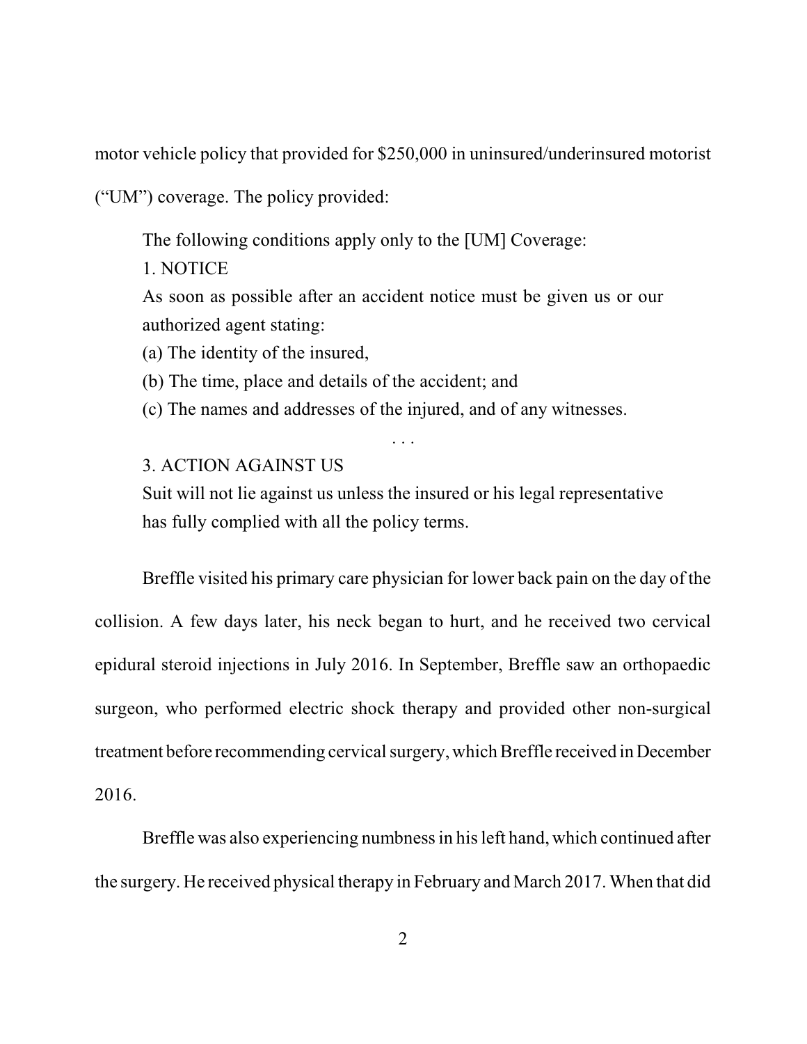motor vehicle policy that provided for $250,000 in uninsured/underinsured motorist ("UM") coverage. The policy provided:

> The following conditions apply only to the [UM] Coverage:
>
> 1. NOTICE
>
> As soon as possible after an accident notice must be given us or our authorized agent stating:
>
> (a) The identity of the insured,
>
> (b) The time, place and details of the accident; and
>
> (c) The names and addresses of the injured, and of any witnesses.
>
> . . .
>
> 3. ACTION AGAINST US
>
> Suit will not lie against us unless the insured or his legal representative has fully complied with all the policy terms.

Breffle visited his primary care physician for lower back pain on the day of the collision. A few days later, his neck began to hurt, and he received two cervical epidural steroid injections in July 2016. In September, Breffle saw an orthopaedic surgeon, who performed electric shock therapy and provided other non-surgical treatment before recommending cervical surgery, which Breffle received in December 2016.

Breffle was also experiencing numbness in his left hand, which continued after the surgery. He received physical therapy in February and March 2017. When that did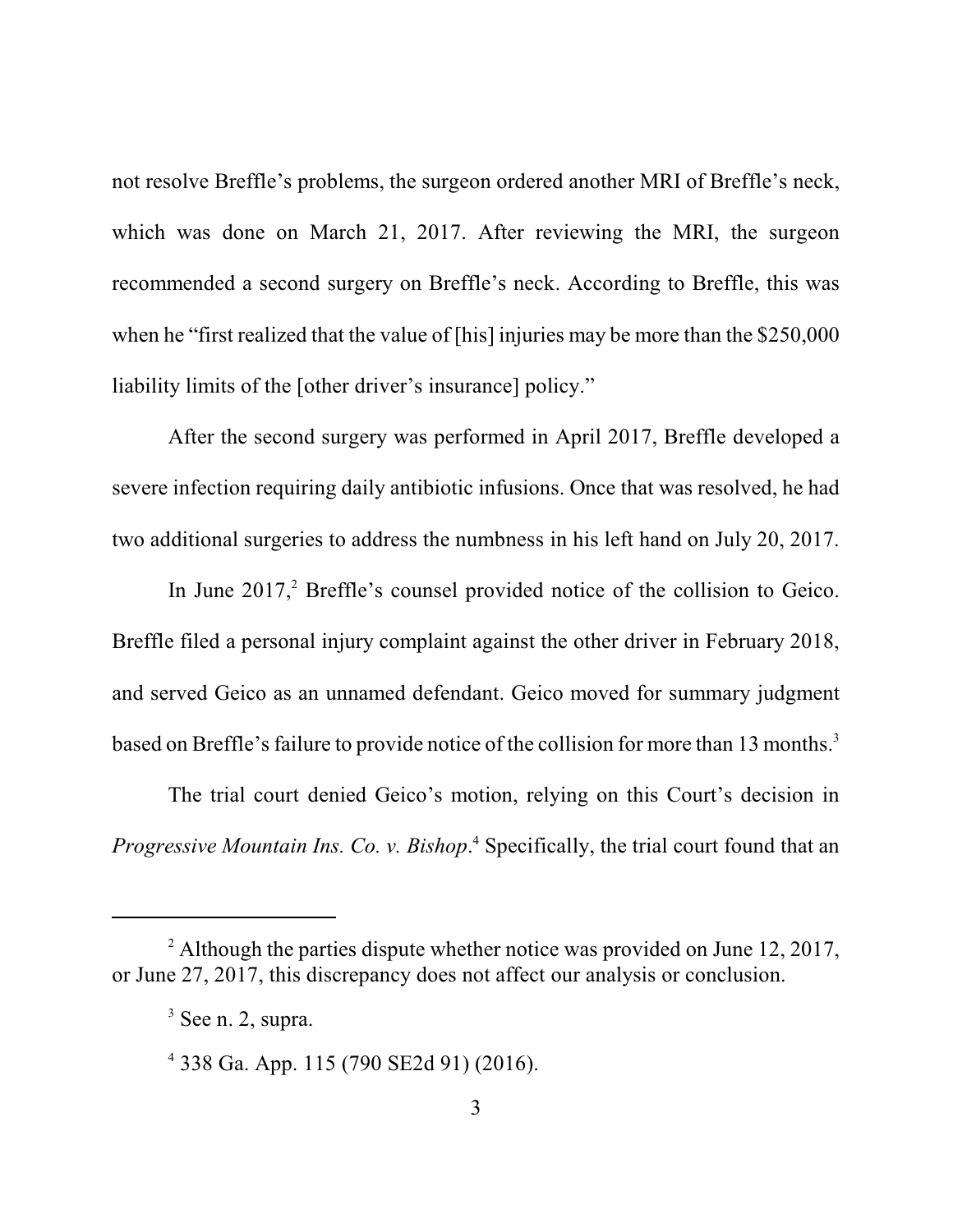not resolve Breffle's problems, the surgeon ordered another MRI of Breffle's neck, which was done on March 21, 2017. After reviewing the MRI, the surgeon recommended a second surgery on Breffle's neck. According to Breffle, this was when he "first realized that the value of [his] injuries may be more than the $250,000 liability limits of the [other driver's insurance] policy."

After the second surgery was performed in April 2017, Breffle developed a severe infection requiring daily antibiotic infusions. Once that was resolved, he had two additional surgeries to address the numbness in his left hand on July 20, 2017.

In June 2017,[2] Breffle's counsel provided notice of the collision to Geico. Breffle filed a personal injury complaint against the other driver in February 2018, and served Geico as an unnamed defendant. Geico moved for summary judgment based on Breffle's failure to provide notice of the collision for more than 13 months.[3]

The trial court denied Geico's motion, relying on this Court's decision in *Progressive Mountain Ins. Co. v. Bishop*.[4] Specifically, the trial court found that an

---

[2] Although the parties dispute whether notice was provided on June 12, 2017, or June 27, 2017, this discrepancy does not affect our analysis or conclusion.

[3] See n. 2, supra.

[4] 338 Ga. App. 115 (790 SE2d 91) (2016).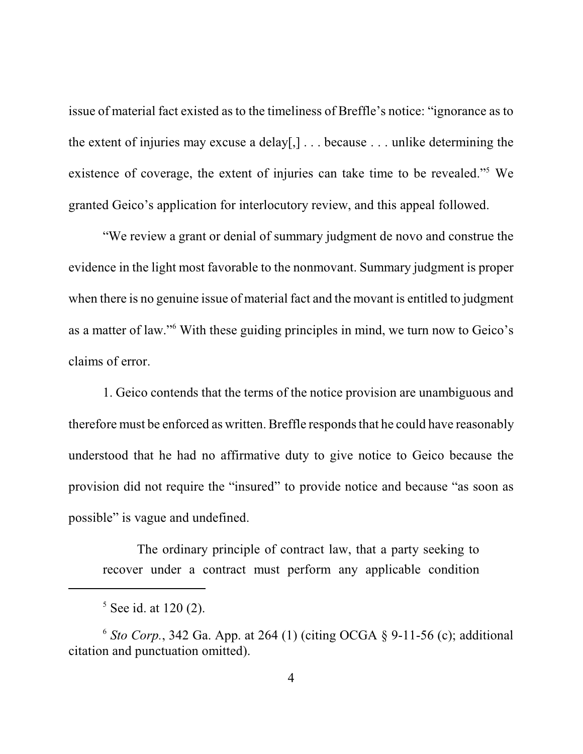issue of material fact existed as to the timeliness of Breffle's notice: "ignorance as to the extent of injuries may excuse a delay[,] . . . because . . . unlike determining the existence of coverage, the extent of injuries can take time to be revealed."[5] We granted Geico's application for interlocutory review, and this appeal followed.

"We review a grant or denial of summary judgment de novo and construe the evidence in the light most favorable to the nonmovant. Summary judgment is proper when there is no genuine issue of material fact and the movant is entitled to judgment as a matter of law."[6] With these guiding principles in mind, we turn now to Geico's claims of error.

1. Geico contends that the terms of the notice provision are unambiguous and therefore must be enforced as written. Breffle responds that he could have reasonably understood that he had no affirmative duty to give notice to Geico because the provision did not require the "insured" to provide notice and because "as soon as possible" is vague and undefined.

> The ordinary principle of contract law, that a party seeking to recover under a contract must perform any applicable condition

---

[5] See id. at 120 (2).

[6] *Sto Corp.*, 342 Ga. App. at 264 (1) (citing OCGA § 9-11-56 (c); additional citation and punctuation omitted).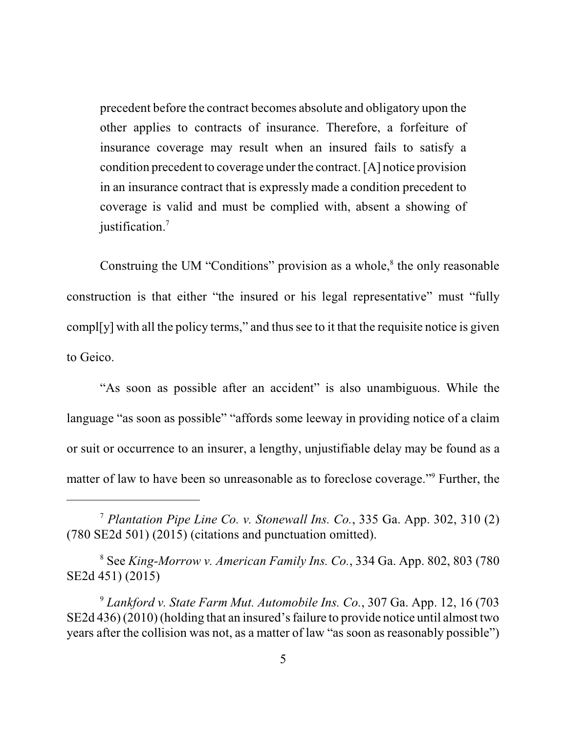> precedent before the contract becomes absolute and obligatory upon the other applies to contracts of insurance. Therefore, a forfeiture of insurance coverage may result when an insured fails to satisfy a condition precedent to coverage under the contract. [A] notice provision in an insurance contract that is expressly made a condition precedent to coverage is valid and must be complied with, absent a showing of justification.[7]

Construing the UM "Conditions" provision as a whole,[8] the only reasonable construction is that either "the insured or his legal representative" must "fully compl[y] with all the policy terms," and thus see to it that the requisite notice is given to Geico.

"As soon as possible after an accident" is also unambiguous. While the language "as soon as possible" "affords some leeway in providing notice of a claim or suit or occurrence to an insurer, a lengthy, unjustifiable delay may be found as a matter of law to have been so unreasonable as to foreclose coverage."[9] Further, the

---

[7] *Plantation Pipe Line Co. v. Stonewall Ins. Co.*, 335 Ga. App. 302, 310 (2) (780 SE2d 501) (2015) (citations and punctuation omitted).

[8] See *King-Morrow v. American Family Ins. Co.*, 334 Ga. App. 802, 803 (780 SE2d 451) (2015)

[9] *Lankford v. State Farm Mut. Automobile Ins. Co.*, 307 Ga. App. 12, 16 (703 SE2d 436) (2010) (holding that an insured's failure to provide notice until almost two years after the collision was not, as a matter of law "as soon as reasonably possible")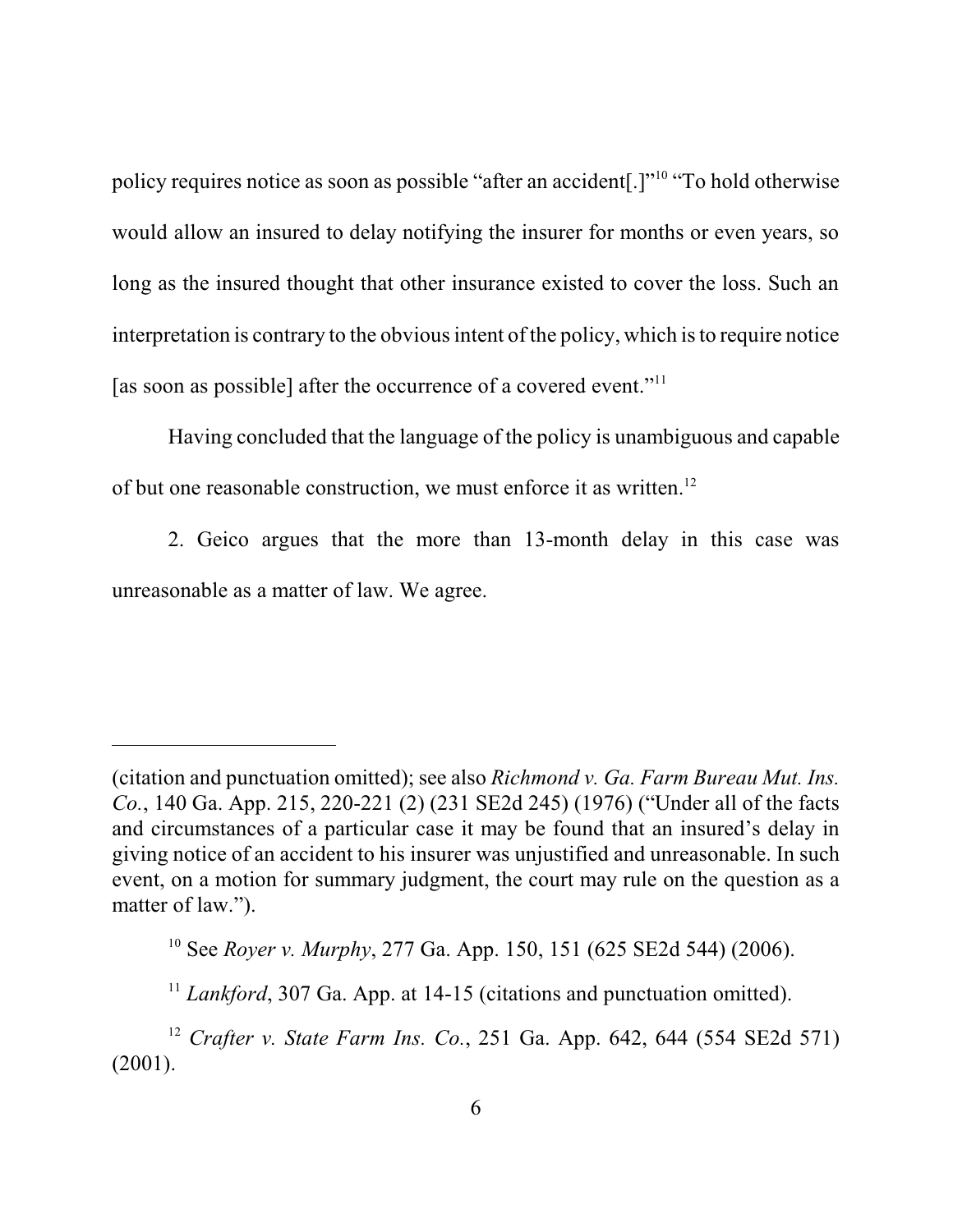policy requires notice as soon as possible "after an accident[.]"[10] "To hold otherwise would allow an insured to delay notifying the insurer for months or even years, so long as the insured thought that other insurance existed to cover the loss. Such an interpretation is contrary to the obvious intent of the policy, which is to require notice [as soon as possible] after the occurrence of a covered event."[11]

Having concluded that the language of the policy is unambiguous and capable of but one reasonable construction, we must enforce it as written.[12]

2. Geico argues that the more than 13-month delay in this case was unreasonable as a matter of law. We agree.

---

(citation and punctuation omitted); see also *Richmond v. Ga. Farm Bureau Mut. Ins. Co.*, 140 Ga. App. 215, 220-221 (2) (231 SE2d 245) (1976) ("Under all of the facts and circumstances of a particular case it may be found that an insured's delay in giving notice of an accident to his insurer was unjustified and unreasonable. In such event, on a motion for summary judgment, the court may rule on the question as a matter of law.").

[10] See *Royer v. Murphy*, 277 Ga. App. 150, 151 (625 SE2d 544) (2006).

[11] *Lankford*, 307 Ga. App. at 14-15 (citations and punctuation omitted).

[12] *Crafter v. State Farm Ins. Co.*, 251 Ga. App. 642, 644 (554 SE2d 571) (2001).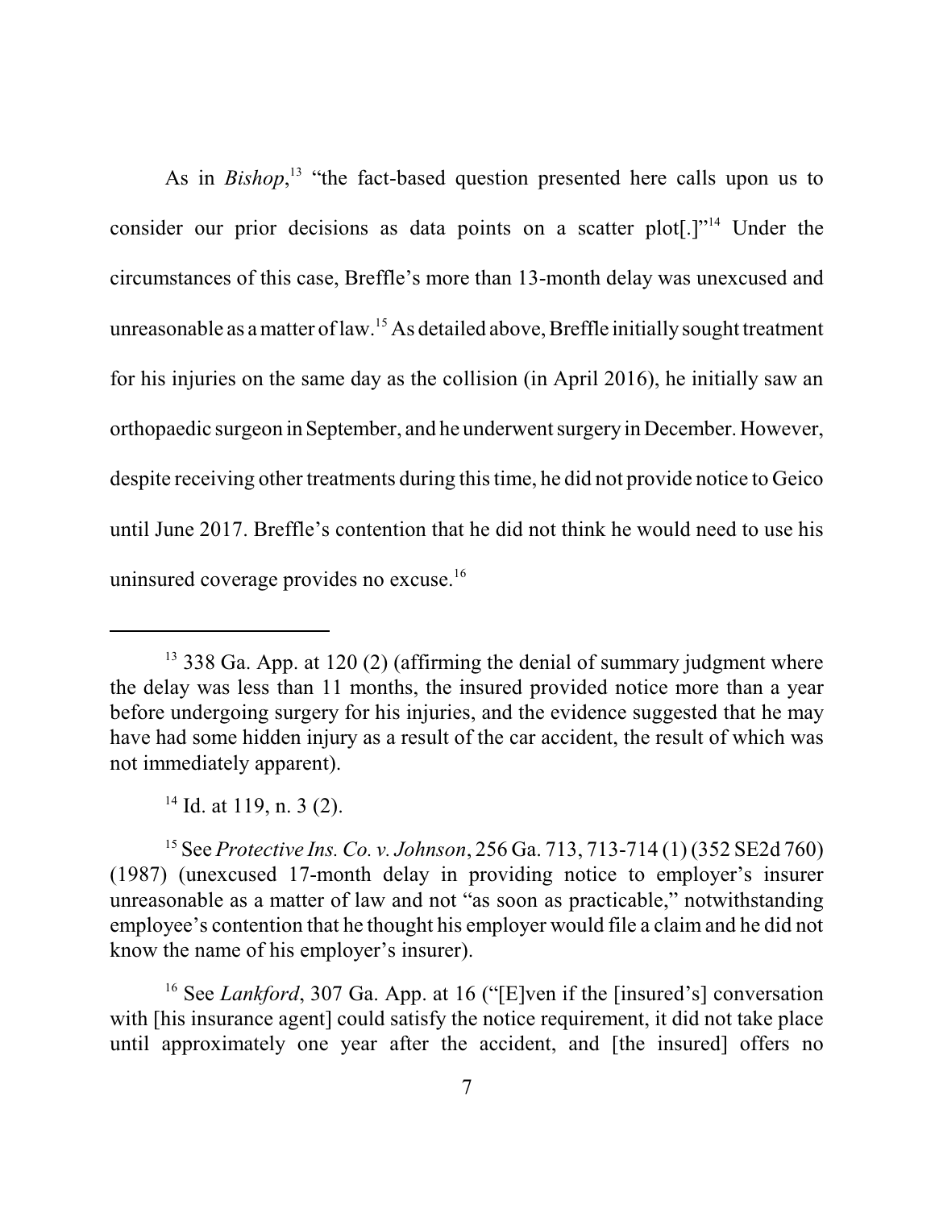As in *Bishop*,[13] "the fact-based question presented here calls upon us to consider our prior decisions as data points on a scatter plot[.]"[14] Under the circumstances of this case, Breffle's more than 13-month delay was unexcused and unreasonable as a matter of law.[15] As detailed above, Breffle initially sought treatment for his injuries on the same day as the collision (in April 2016), he initially saw an orthopaedic surgeon in September, and he underwent surgery in December. However, despite receiving other treatments during this time, he did not provide notice to Geico until June 2017. Breffle's contention that he did not think he would need to use his uninsured coverage provides no excuse.[16]

---

[13] 338 Ga. App. at 120 (2) (affirming the denial of summary judgment where the delay was less than 11 months, the insured provided notice more than a year before undergoing surgery for his injuries, and the evidence suggested that he may have had some hidden injury as a result of the car accident, the result of which was not immediately apparent).

[14] Id. at 119, n. 3 (2).

[15] See *Protective Ins. Co. v. Johnson*, 256 Ga. 713, 713-714 (1) (352 SE2d 760) (1987) (unexcused 17-month delay in providing notice to employer's insurer unreasonable as a matter of law and not "as soon as practicable," notwithstanding employee's contention that he thought his employer would file a claim and he did not know the name of his employer's insurer).

[16] See *Lankford*, 307 Ga. App. at 16 ("[E]ven if the [insured's] conversation with [his insurance agent] could satisfy the notice requirement, it did not take place until approximately one year after the accident, and [the insured] offers no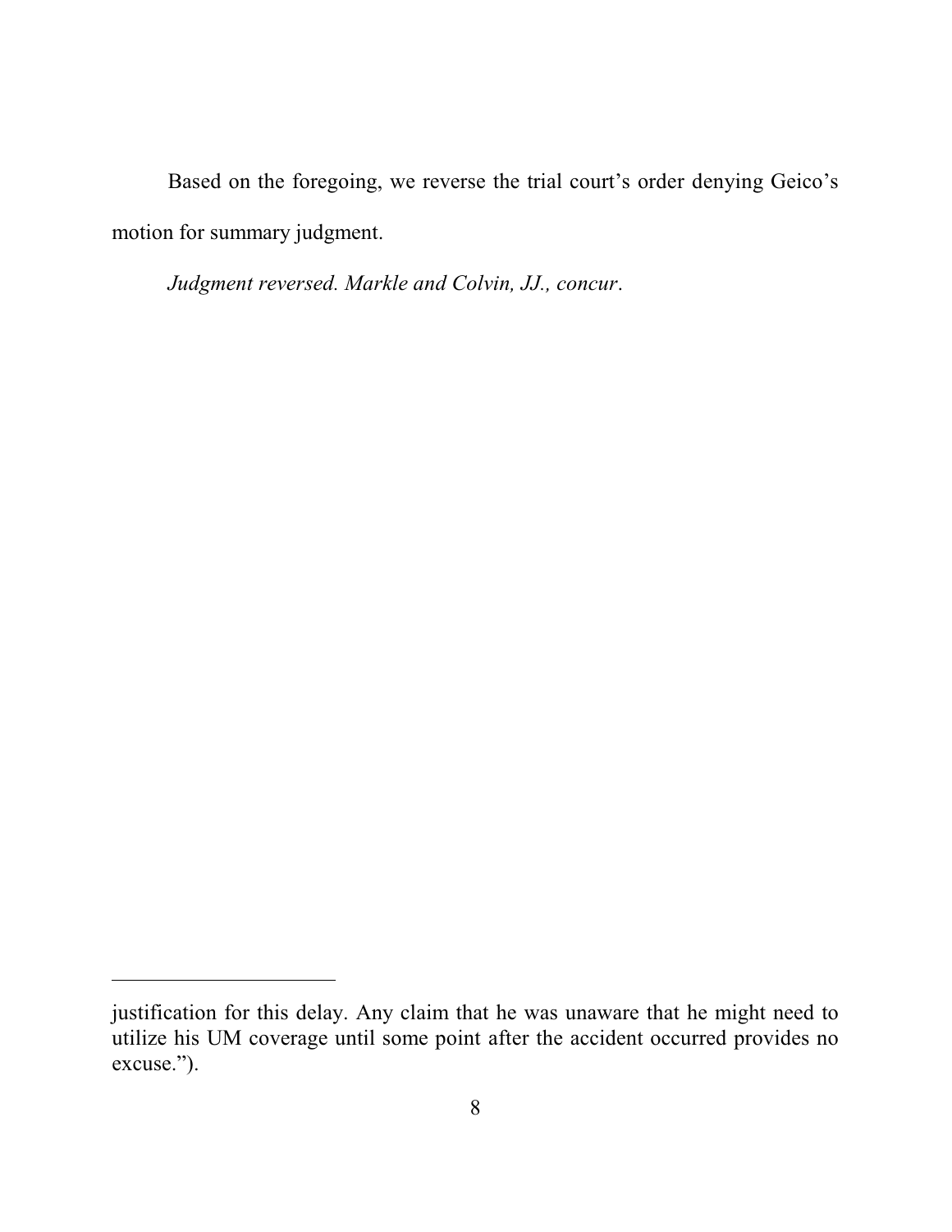Based on the foregoing, we reverse the trial court's order denying Geico's motion for summary judgment.

*Judgment reversed. Markle and Colvin, JJ., concur*.

---

justification for this delay. Any claim that he was unaware that he might need to utilize his UM coverage until some point after the accident occurred provides no excuse.").